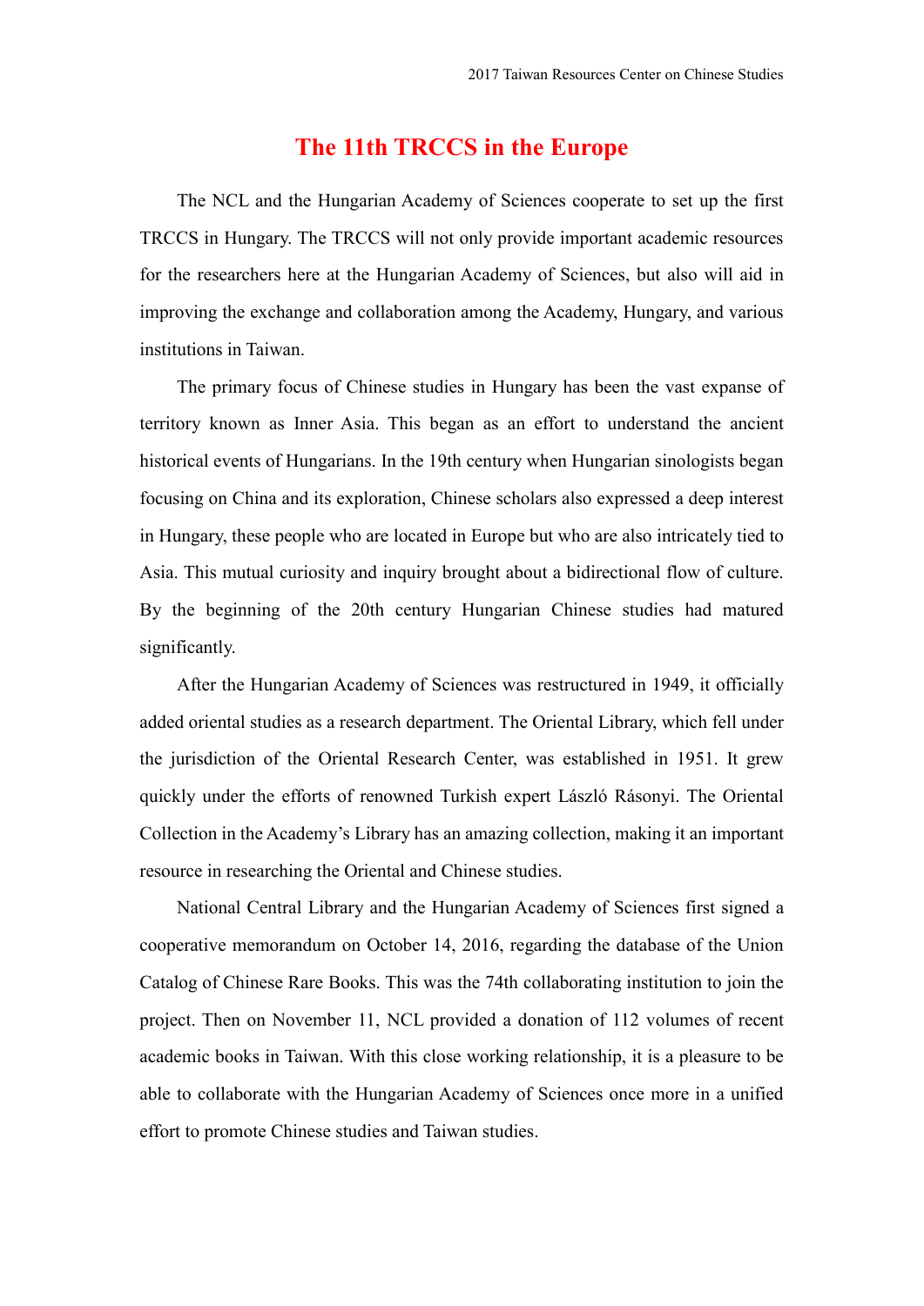# The 11th TRCCS in the Europe

The NCL and the Hungarian Academy of Sciences cooperate to set up the first TRCCS in Hungary. The TRCCS will not only provide important academic resources for the researchers here at the Hungarian Academy of Sciences, but also will aid in improving the exchange and collaboration among the Academy, Hungary, and various institutions in Taiwan.

The primary focus of Chinese studies in Hungary has been the vast expanse of territory known as Inner Asia. This began as an effort to understand the ancient historical events of Hungarians. In the 19th century when Hungarian sinologists began focusing on China and its exploration, Chinese scholars also expressed a deep interest in Hungary, these people who are located in Europe but who are also intricately tied to Asia. This mutual curiosity and inquiry brought about a bidirectional flow of culture. By the beginning of the 20th century Hungarian Chinese studies had matured significantly.

After the Hungarian Academy of Sciences was restructured in 1949, it officially added oriental studies as a research department. The Oriental Library, which fell under the jurisdiction of the Oriental Research Center, was established in 1951. It grew quickly under the efforts of renowned Turkish expert László Rásonyi. The Oriental Collection in the Academy's Library has an amazing collection, making it an important resource in researching the Oriental and Chinese studies.

National Central Library and the Hungarian Academy of Sciences first signed a cooperative memorandum on October 14, 2016, regarding the database of the Union Catalog of Chinese Rare Books. This was the 74th collaborating institution to join the project. Then on November 11, NCL provided a donation of 112 volumes of recent academic books in Taiwan. With this close working relationship, it is a pleasure to be able to collaborate with the Hungarian Academy of Sciences once more in a unified effort to promote Chinese studies and Taiwan studies.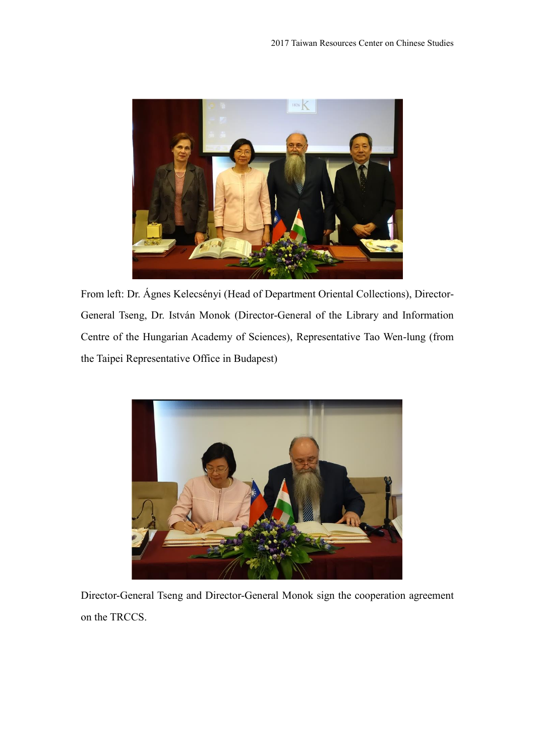From left: Dr. Ágnes Kelecsényi (Head of Department Oriental Collections), Director-General Tseng, Dr. István Monok (Director-General of the Library and Information Centre of the Hungarian Academy of Sciences), Representative Tao Wen-lung (from the Taipei Representative Office in Budapest)

Director-General Tseng and Director-General Monok sign the cooperation agreement on the TRCCS.